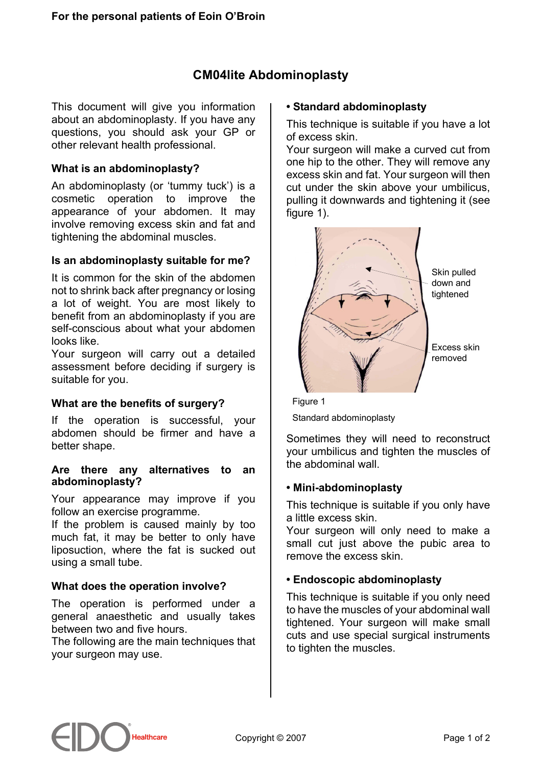# CM04lite Abdominoplasty

This document will give you information about an abdominoplasty. If you have any questions, you should ask your GP or other relevant health professional.

### What is an abdominoplasty?

An abdominoplasty (or 'tummy tuck') is a cosmetic operation to improve the appearance of your abdomen. It may involve removing excess skin and fat and tightening the abdominal muscles.

### Is an abdominoplasty suitable for me?

It is common for the skin of the abdomen not to shrink back after pregnancy or losing a lot of weight. You are most likely to benefit from an abdominoplasty if you are self-conscious about what your abdomen looks like.

Your surgeon will carry out a detailed assessment before deciding if surgery is suitable for you.

### What are the benefits of surgery?

If the operation is successful, your abdomen should be firmer and have a better shape.

### Are there any alternatives to an abdominoplasty?

Your appearance may improve if you follow an exercise programme.

If the problem is caused mainly by too much fat, it may be better to only have liposuction, where the fat is sucked out using a small tube.

### What does the operation involve?

The operation is performed under a general anaesthetic and usually takes between two and five hours.

The following are the main techniques that your surgeon may use.

**• Standard abdominoplasty**

This technique is suitable if you have a lot of excess skin.

Your surgeon will make a curved cut from one hip to the other. They will remove any excess skin and fat. Your surgeon will then cut under the skin above your umbilicus, pulling it downwards and tightening it (see figure 1).

Skin pulled down and tightened

Excess skin removed

Figure 1

Standard abdominoplasty

Sometimes they will need to reconstruct your umbilicus and tighten the muscles of the abdominal wall.

**• Mini-abdominoplasty**

This technique is suitable if you only have a little excess skin.

Your surgeon will only need to make a small cut just above the pubic area to remove the excess skin.

**• Endoscopic abdominoplasty**

This technique is suitable if you only need to have the muscles of your abdominal wall tightened. Your surgeon will make small cuts and use special surgical instruments to tighten the muscles.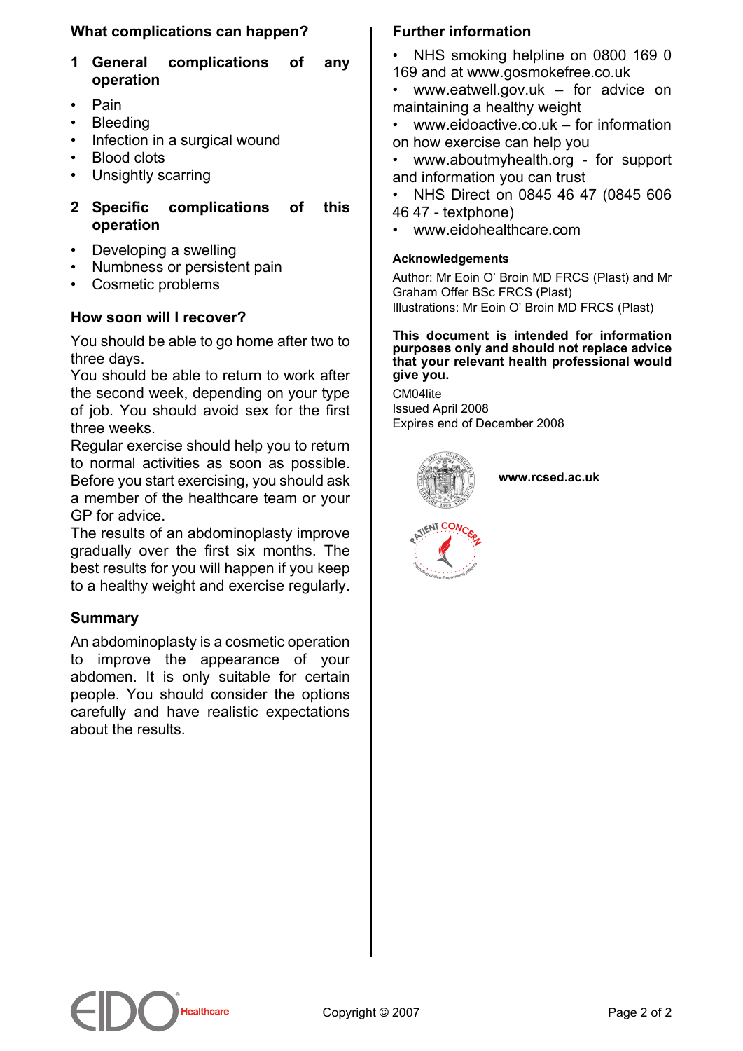## What complications can happen?

### 1 General complications of any operation

- Pain
- Bleeding
- Infection in a surgical wound
- Blood clots
- Unsightly scarring

### 2 Specific complications of this operation

- Developing a swelling
- Numbness or persistent pain
- Cosmetic problems

## How soon will I recover?

You should be able to go home after two to three days.

You should be able to return to work after the second week, depending on your type of job. You should avoid sex for the first three weeks.

Regular exercise should help you to return to normal activities as soon as possible. Before you start exercising, you should ask a member of the healthcare team or your GP for advice.

The results of an abdominoplasty improve gradually over the first six months. The best results for you will happen if you keep to a healthy weight and exercise regularly.

## Summary

An abdominoplasty is a cosmetic operation to improve the appearance of your abdomen. It is only suitable for certain people. You should consider the options carefully and have realistic expectations about the results.

## Further information

- NHS smoking helpline on 0800 169 0 169 and at www.gosmokefree.co.uk
- www.eatwell.gov.uk – for advice on maintaining a healthy weight
- www.eidoactive.co.uk – for information on how exercise can help you
- www.aboutmyhealth.org - for support and information you can trust
- NHS Direct on 0845 46 47 (0845 606 46 47 - textphone)
- www.eidohealthcare.com

#### Acknowledgements

Author: Mr Eoin O' Broin MD FRCS (Plast) and Mr Graham Offer BSc FRCS (Plast)
Illustrations: Mr Eoin O' Broin MD FRCS (Plast)

**This document is intended for information purposes only and should not replace advice that your relevant health professional would give you.**

CM04lite
Issued April 2008
Expires end of December 2008

**www.rcsed.ac.uk**

Copyright © 2007